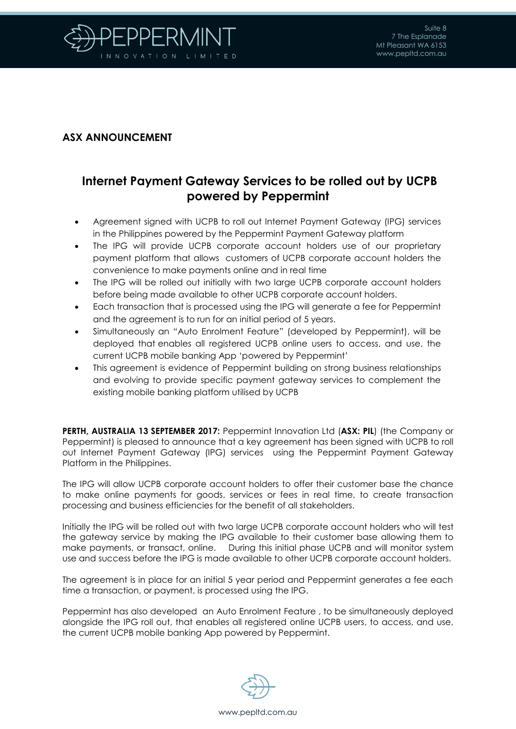Suite 8
7 The Esplanade
Mt Pleasant WA 6153
www.pepltd.com.au

**ASX ANNOUNCEMENT**

# Internet Payment Gateway Services to be rolled out by UCPB powered by Peppermint

- Agreement signed with UCPB to roll out Internet Payment Gateway (IPG) services in the Philippines powered by the Peppermint Payment Gateway platform
- The IPG will provide UCPB corporate account holders use of our proprietary payment platform that allows customers of UCPB corporate account holders the convenience to make payments online and in real time
- The IPG will be rolled out initially with two large UCPB corporate account holders before being made available to other UCPB corporate account holders.
- Each transaction that is processed using the IPG will generate a fee for Peppermint and the agreement is to run for an initial period of 5 years.
- Simultaneously an "Auto Enrolment Feature" (developed by Peppermint), will be deployed that enables all registered UCPB online users to access, and use, the current UCPB mobile banking App 'powered by Peppermint'
- This agreement is evidence of Peppermint building on strong business relationships and evolving to provide specific payment gateway services to complement the existing mobile banking platform utilised by UCPB

**PERTH, AUSTRALIA 13 SEPTEMBER 2017:** Peppermint Innovation Ltd (**ASX: PIL**) (the Company or Peppermint) is pleased to announce that a key agreement has been signed with UCPB to roll out Internet Payment Gateway (IPG) services using the Peppermint Payment Gateway Platform in the Philippines.

The IPG will allow UCPB corporate account holders to offer their customer base the chance to make online payments for goods, services or fees in real time, to create transaction processing and business efficiencies for the benefit of all stakeholders.

Initially the IPG will be rolled out with two large UCPB corporate account holders who will test the gateway service by making the IPG available to their customer base allowing them to make payments, or transact, online. During this initial phase UCPB and will monitor system use and success before the IPG is made available to other UCPB corporate account holders.

The agreement is in place for an initial 5 year period and Peppermint generates a fee each time a transaction, or payment, is processed using the IPG.

Peppermint has also developed an Auto Enrolment Feature , to be simultaneously deployed alongside the IPG roll out, that enables all registered online UCPB users, to access, and use, the current UCPB mobile banking App powered by Peppermint.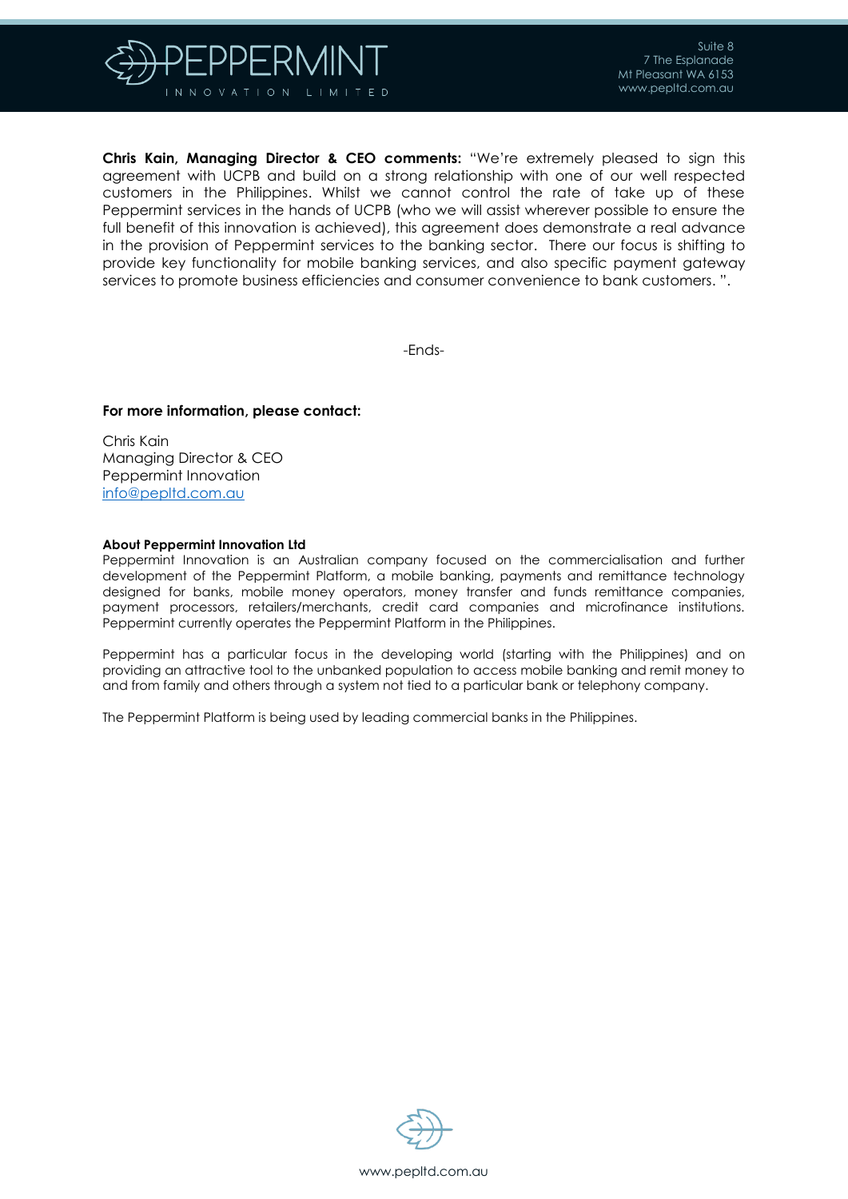**Chris Kain, Managing Director & CEO comments:** "We're extremely pleased to sign this agreement with UCPB and build on a strong relationship with one of our well respected customers in the Philippines. Whilst we cannot control the rate of take up of these Peppermint services in the hands of UCPB (who we will assist wherever possible to ensure the full benefit of this innovation is achieved), this agreement does demonstrate a real advance in the provision of Peppermint services to the banking sector. There our focus is shifting to provide key functionality for mobile banking services, and also specific payment gateway services to promote business efficiencies and consumer convenience to bank customers. ".

-Ends-

**For more information, please contact:**

Chris Kain
Managing Director & CEO
Peppermint Innovation
info@pepltd.com.au

**About Peppermint Innovation Ltd**

Peppermint Innovation is an Australian company focused on the commercialisation and further development of the Peppermint Platform, a mobile banking, payments and remittance technology designed for banks, mobile money operators, money transfer and funds remittance companies, payment processors, retailers/merchants, credit card companies and microfinance institutions. Peppermint currently operates the Peppermint Platform in the Philippines.

Peppermint has a particular focus in the developing world (starting with the Philippines) and on providing an attractive tool to the unbanked population to access mobile banking and remit money to and from family and others through a system not tied to a particular bank or telephony company.

The Peppermint Platform is being used by leading commercial banks in the Philippines.